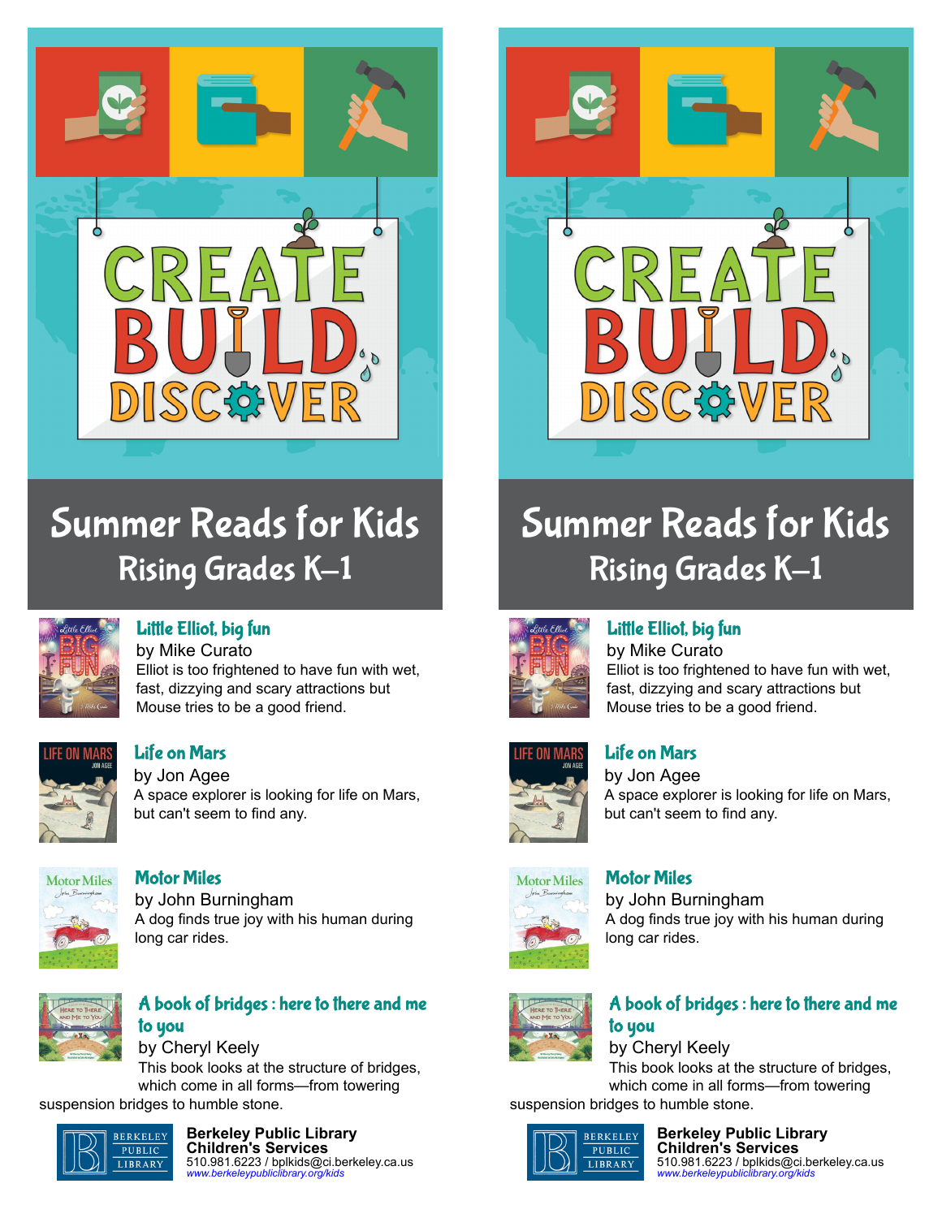# CREATE BUILD DISCOVER

## Summer Reads for Kids
### Rising Grades K–1

**Little Elliot, big fun**
by Mike Curato
Elliot is too frightened to have fun with wet, fast, dizzying and scary attractions but Mouse tries to be a good friend.

**Life on Mars**
by Jon Agee
A space explorer is looking for life on Mars, but can't seem to find any.

**Motor Miles**
by John Burningham
A dog finds true joy with his human during long car rides.

**A book of bridges : here to there and me to you**
by Cheryl Keely
This book looks at the structure of bridges, which come in all forms—from towering suspension bridges to humble stone.

**Berkeley Public Library**
**Children's Services**
510.981.6223 / bplkids@ci.berkeley.ca.us
*www.berkeleypubliclibrary.org/kids*

# CREATE BUILD DISCOVER

## Summer Reads for Kids
### Rising Grades K–1

**Little Elliot, big fun**
by Mike Curato
Elliot is too frightened to have fun with wet, fast, dizzying and scary attractions but Mouse tries to be a good friend.

**Life on Mars**
by Jon Agee
A space explorer is looking for life on Mars, but can't seem to find any.

**Motor Miles**
by John Burningham
A dog finds true joy with his human during long car rides.

**A book of bridges : here to there and me to you**
by Cheryl Keely
This book looks at the structure of bridges, which come in all forms—from towering suspension bridges to humble stone.

**Berkeley Public Library**
**Children's Services**
510.981.6223 / bplkids@ci.berkeley.ca.us
*www.berkeleypubliclibrary.org/kids*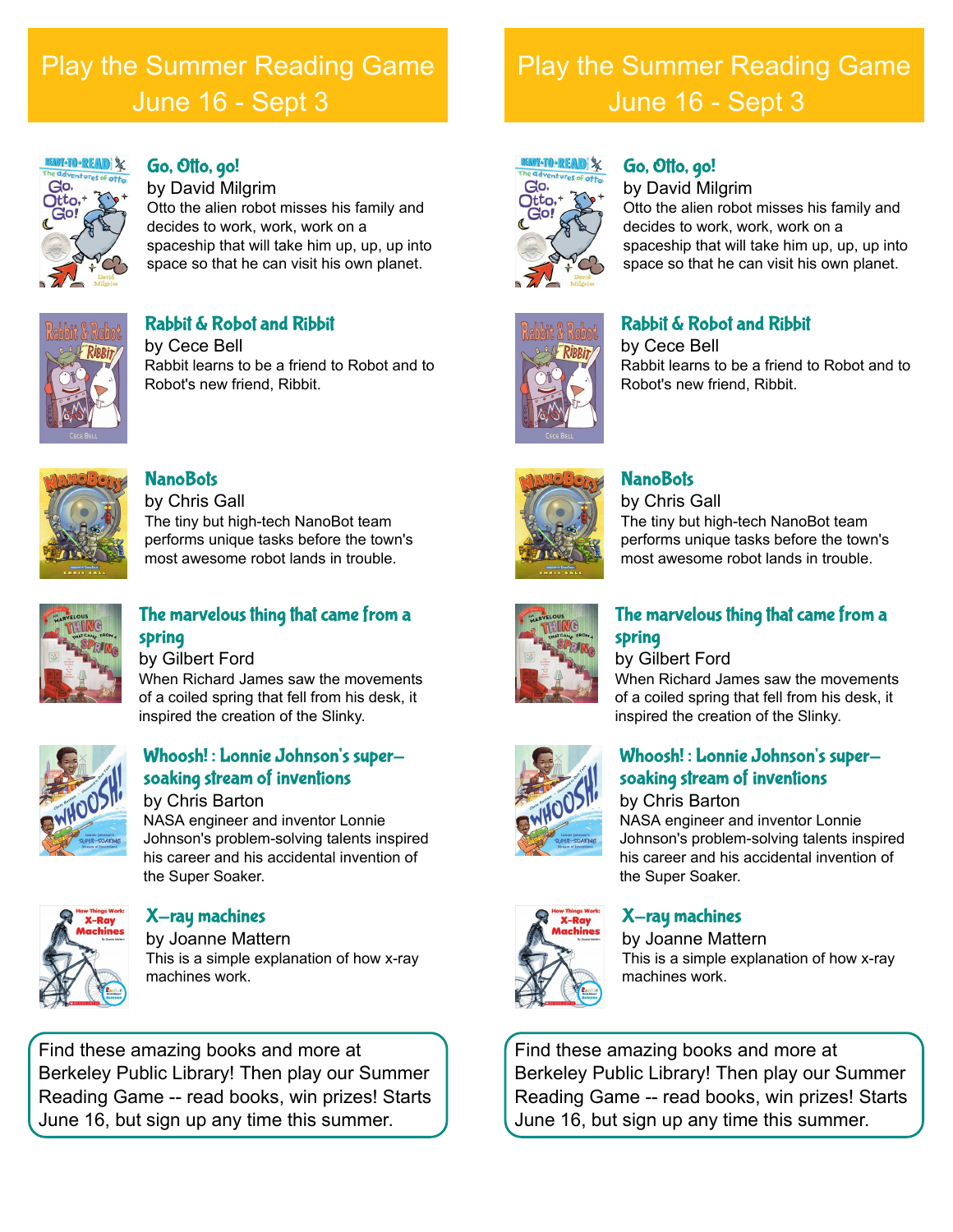## Play the Summer Reading Game June 16 - Sept 3

### Go, Otto, go!

by David Milgrim

Otto the alien robot misses his family and decides to work, work, work on a spaceship that will take him up, up, up into space so that he can visit his own planet.

### Rabbit & Robot and Ribbit

by Cece Bell

Rabbit learns to be a friend to Robot and to Robot's new friend, Ribbit.

### NanoBots

by Chris Gall

The tiny but high-tech NanoBot team performs unique tasks before the town's most awesome robot lands in trouble.

### The marvelous thing that came from a spring

by Gilbert Ford

When Richard James saw the movements of a coiled spring that fell from his desk, it inspired the creation of the Slinky.

### Whoosh! : Lonnie Johnson's super-soaking stream of inventions

by Chris Barton

NASA engineer and inventor Lonnie Johnson's problem-solving talents inspired his career and his accidental invention of the Super Soaker.

### X-ray machines

by Joanne Mattern

This is a simple explanation of how x-ray machines work.

Find these amazing books and more at Berkeley Public Library! Then play our Summer Reading Game -- read books, win prizes! Starts June 16, but sign up any time this summer.

## Play the Summer Reading Game June 16 - Sept 3

### Go, Otto, go!

by David Milgrim

Otto the alien robot misses his family and decides to work, work, work on a spaceship that will take him up, up, up into space so that he can visit his own planet.

### Rabbit & Robot and Ribbit

by Cece Bell

Rabbit learns to be a friend to Robot and to Robot's new friend, Ribbit.

### NanoBots

by Chris Gall

The tiny but high-tech NanoBot team performs unique tasks before the town's most awesome robot lands in trouble.

### The marvelous thing that came from a spring

by Gilbert Ford

When Richard James saw the movements of a coiled spring that fell from his desk, it inspired the creation of the Slinky.

### Whoosh! : Lonnie Johnson's super-soaking stream of inventions

by Chris Barton

NASA engineer and inventor Lonnie Johnson's problem-solving talents inspired his career and his accidental invention of the Super Soaker.

### X-ray machines

by Joanne Mattern

This is a simple explanation of how x-ray machines work.

Find these amazing books and more at Berkeley Public Library! Then play our Summer Reading Game -- read books, win prizes! Starts June 16, but sign up any time this summer.